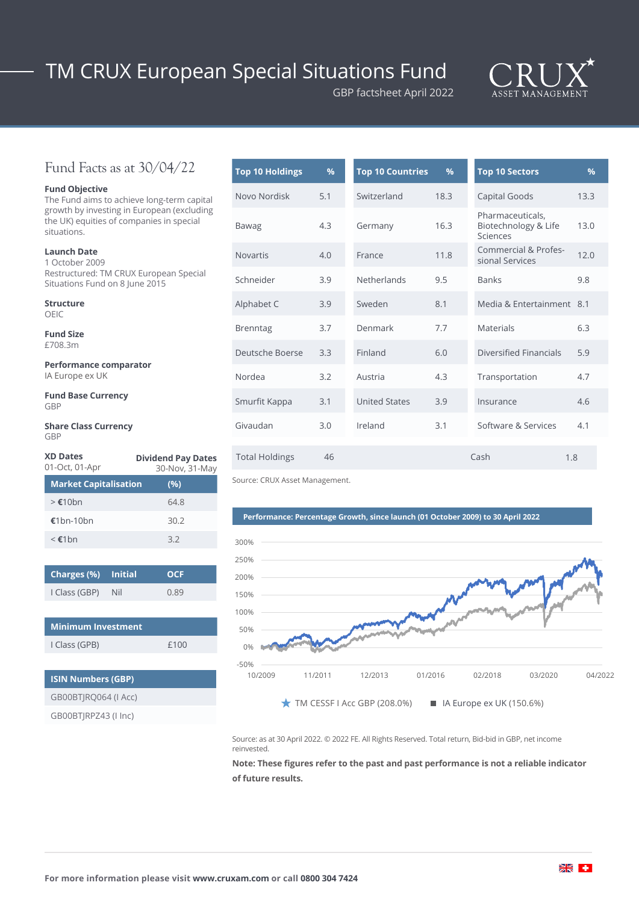# TM CRUX European Special Situations Fund

GBP factsheet April 2022

CRUX ASSET MANAGEMENT

## Fund Facts as at 30/04/22

**Fund Objective**
The Fund aims to achieve long-term capital growth by investing in European (excluding the UK) equities of companies in special situations.

**Launch Date**
1 October 2009
Restructured: TM CRUX European Special Situations Fund on 8 June 2015

**Structure**
OEIC

**Fund Size**
£708.3m

**Performance comparator**
IA Europe ex UK

**Fund Base Currency**
GBP

**Share Class Currency**
GBP

| XD Dates | Dividend Pay Dates |
|---|---|
| 01-Oct, 01-Apr | 30-Nov, 31-May |

| Market Capitalisation | (%) |
|---|---|
| > €10bn | 64.8 |
| €1bn-10bn | 30.2 |
| < €1bn | 3.2 |

| Charges (%) | Initial | OCF |
|---|---|---|
| I Class (GBP) | Nil | 0.89 |

| Minimum Investment | |
|---|---|
| I Class (GPB) | £100 |

| ISIN Numbers (GBP) |
|---|
| GB00BTJRQ064 (I Acc) |
| GB00BTJRPZ43 (I Inc) |

| Top 10 Holdings | % | Top 10 Countries | % | Top 10 Sectors | % |
|---|---|---|---|---|---|
| Novo Nordisk | 5.1 | Switzerland | 18.3 | Capital Goods | 13.3 |
| Bawag | 4.3 | Germany | 16.3 | Pharmaceuticals, Biotechnology & Life Sciences | 13.0 |
| Novartis | 4.0 | France | 11.8 | Commercial & Professional Services | 12.0 |
| Schneider | 3.9 | Netherlands | 9.5 | Banks | 9.8 |
| Alphabet C | 3.9 | Sweden | 8.1 | Media & Entertainment | 8.1 |
| Brenntag | 3.7 | Denmark | 7.7 | Materials | 6.3 |
| Deutsche Boerse | 3.3 | Finland | 6.0 | Diversified Financials | 5.9 |
| Nordea | 3.2 | Austria | 4.3 | Transportation | 4.7 |
| Smurfit Kappa | 3.1 | United States | 3.9 | Insurance | 4.6 |
| Givaudan | 3.0 | Ireland | 3.1 | Software & Services | 4.1 |

| Total Holdings | 46 | Cash | 1.8 |
|---|---|---|---|

Source: CRUX Asset Management.

**Performance: Percentage Growth, since launch (01 October 2009) to 30 April 2022**

TM CESSF I Acc GBP (208.0%) — IA Europe ex UK (150.6%)

Source: as at 30 April 2022. © 2022 FE. All Rights Reserved. Total return, Bid-bid in GBP, net income reinvested.

**Note: These figures refer to the past and past performance is not a reliable indicator of future results.**

**For more information please visit www.cruxam.com or call 0800 304 7424**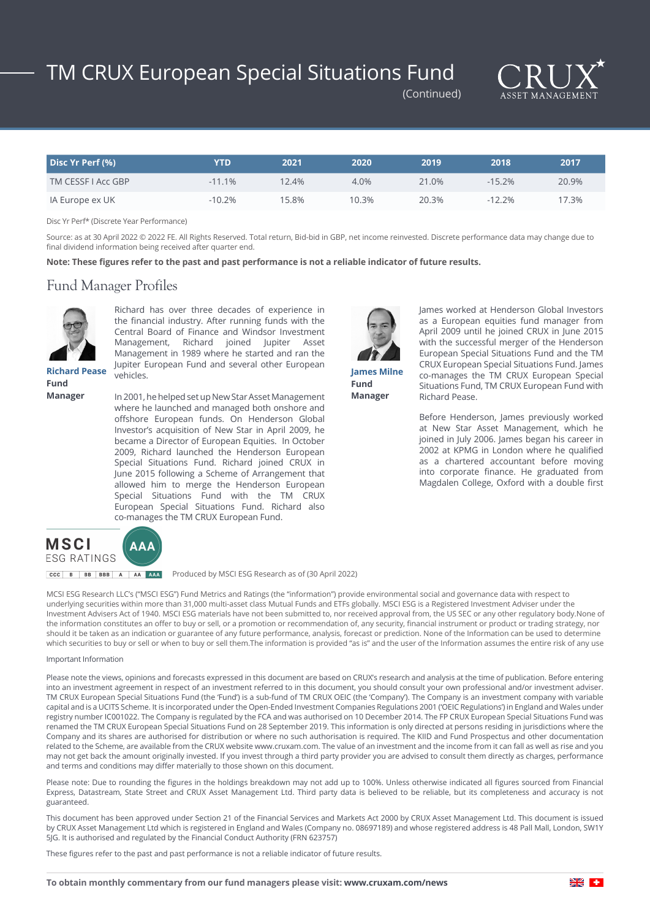# TM CRUX European Special Situations Fund

(Continued)

| Disc Yr Perf (%) | YTD | 2021 | 2020 | 2019 | 2018 | 2017 |
|---|---|---|---|---|---|---|
| TM CESSF I Acc GBP | -11.1% | 12.4% | 4.0% | 21.0% | -15.2% | 20.9% |
| IA Europe ex UK | -10.2% | 15.8% | 10.3% | 20.3% | -12.2% | 17.3% |

Disc Yr Perf* (Discrete Year Performance)

Source: as at 30 April 2022 © 2022 FE. All Rights Reserved. Total return, Bid-bid in GBP, net income reinvested. Discrete performance data may change due to final dividend information being received after quarter end.

**Note: These figures refer to the past and past performance is not a reliable indicator of future results.**

## Fund Manager Profiles

**Richard Pease**
**Fund Manager**

Richard has over three decades of experience in the financial industry. After running funds with the Central Board of Finance and Windsor Investment Management, Richard joined Jupiter Asset Management in 1989 where he started and ran the Jupiter European Fund and several other European vehicles.

In 2001, he helped set up New Star Asset Management where he launched and managed both onshore and offshore European funds. On Henderson Global Investor's acquisition of New Star in April 2009, he became a Director of European Equities. In October 2009, Richard launched the Henderson European Special Situations Fund. Richard joined CRUX in June 2015 following a Scheme of Arrangement that allowed him to merge the Henderson European Special Situations Fund with the TM CRUX European Special Situations Fund. Richard also co-manages the TM CRUX European Fund.

**James Milne**
**Fund Manager**

James worked at Henderson Global Investors as a European equities fund manager from April 2009 until he joined CRUX in June 2015 with the successful merger of the Henderson European Special Situations Fund and the TM CRUX European Special Situations Fund. James co-manages the TM CRUX European Special Situations Fund, TM CRUX European Fund with Richard Pease.

Before Henderson, James previously worked at New Star Asset Management, which he joined in July 2006. James began his career in 2002 at KPMG in London where he qualified as a chartered accountant before moving into corporate finance. He graduated from Magdalen College, Oxford with a double first

MSCI ESG RATINGS AAA

CCC | B | BB | BBB | A | AA | AAA

Produced by MSCI ESG Research as of (30 April 2022)

MCSI ESG Research LLC's ("MSCI ESG") Fund Metrics and Ratings (the "information") provide environmental social and governance data with respect to underlying securities within more than 31,000 multi-asset class Mutual Funds and ETFs globally. MSCI ESG is a Registered Investment Adviser under the Investment Advisers Act of 1940. MSCI ESG materials have not been submitted to, nor received approval from, the US SEC or any other regulatory body.None of the information constitutes an offer to buy or sell, or a promotion or recommendation of, any security, financial instrument or product or trading strategy, nor should it be taken as an indication or guarantee of any future performance, analysis, forecast or prediction. None of the Information can be used to determine which securities to buy or sell or when to buy or sell them.The information is provided "as is" and the user of the Information assumes the entire risk of any use

Important Information

Please note the views, opinions and forecasts expressed in this document are based on CRUX's research and analysis at the time of publication. Before entering into an investment agreement in respect of an investment referred to in this document, you should consult your own professional and/or investment adviser. TM CRUX European Special Situations Fund (the 'Fund') is a sub-fund of TM CRUX OEIC (the 'Company'). The Company is an investment company with variable capital and is a UCITS Scheme. It is incorporated under the Open-Ended Investment Companies Regulations 2001 ('OEIC Regulations') in England and Wales under registry number IC001022. The Company is regulated by the FCA and was authorised on 10 December 2014. The FP CRUX European Special Situations Fund was renamed the TM CRUX European Special Situations Fund on 28 September 2019. This information is only directed at persons residing in jurisdictions where the Company and its shares are authorised for distribution or where no such authorisation is required. The KIID and Fund Prospectus and other documentation related to the Scheme, are available from the CRUX website www.cruxam.com. The value of an investment and the income from it can fall as well as rise and you may not get back the amount originally invested. If you invest through a third party provider you are advised to consult them directly as charges, performance and terms and conditions may differ materially to those shown on this document.

Please note: Due to rounding the figures in the holdings breakdown may not add up to 100%. Unless otherwise indicated all figures sourced from Financial Express, Datastream, State Street and CRUX Asset Management Ltd. Third party data is believed to be reliable, but its completeness and accuracy is not guaranteed.

This document has been approved under Section 21 of the Financial Services and Markets Act 2000 by CRUX Asset Management Ltd. This document is issued by CRUX Asset Management Ltd which is registered in England and Wales (Company no. 08697189) and whose registered address is 48 Pall Mall, London, SW1Y 5JG. It is authorised and regulated by the Financial Conduct Authority (FRN 623757)

These figures refer to the past and past performance is not a reliable indicator of future results.

**To obtain monthly commentary from our fund managers please visit: www.cruxam.com/news**